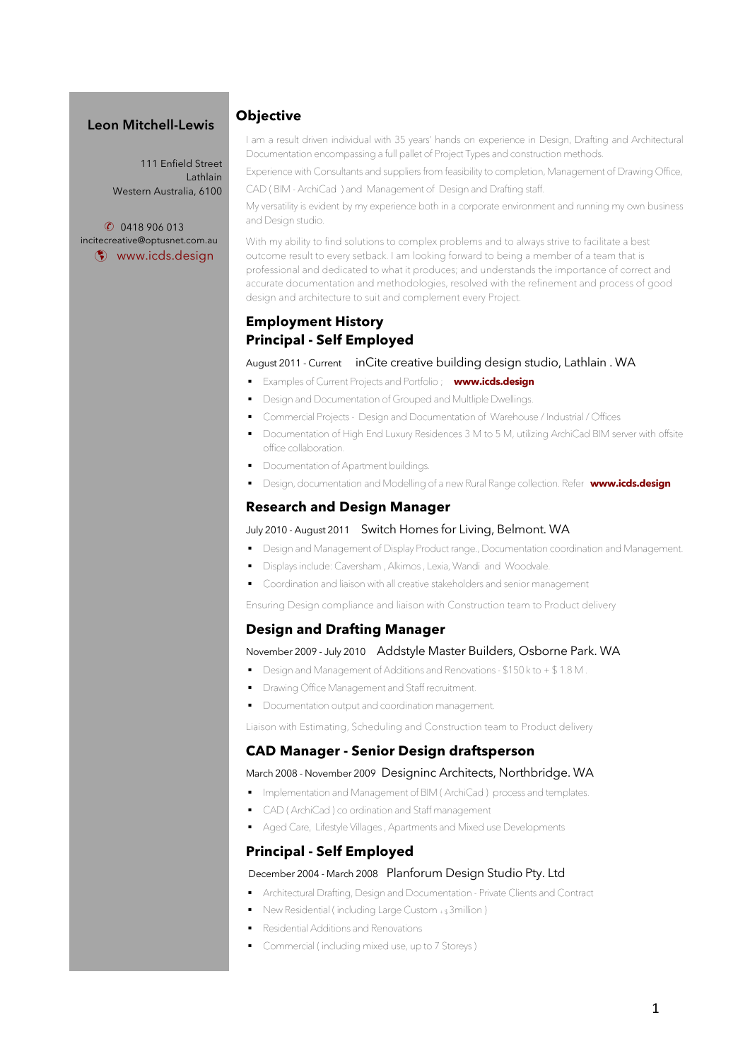## Leon Mitchell-Lewis

111 Enfield Street
Lathlain
Western Australia, 6100

✆ 0418 906 013
incitecreative@optusnet.com.au
www.icds.design

## Objective

I am a result driven individual with 35 years' hands on experience in Design, Drafting and Architectural Documentation encompassing a full pallet of Project Types and construction methods.

Experience with Consultants and suppliers from feasibility to completion, Management of Drawing Office,

CAD ( BIM - ArchiCad ) and Management of Design and Drafting staff.

My versatility is evident by my experience both in a corporate environment and running my own business and Design studio.

With my ability to find solutions to complex problems and to always strive to facilitate a best outcome result to every setback. I am looking forward to being a member of a team that is professional and dedicated to what it produces; and understands the importance of correct and accurate documentation and methodologies, resolved with the refinement and process of good design and architecture to suit and complement every Project.

## Employment History

### Principal - Self Employed

August 2011 - Current   inCite creative building design studio, Lathlain . WA

- Examples of Current Projects and Portfolio ; **www.icds.design**
- Design and Documentation of Grouped and Multiple Dwellings.
- Commercial Projects - Design and Documentation of Warehouse / Industrial / Offices
- Documentation of High End Luxury Residences 3 M to 5 M, utilizing ArchiCad BIM server with offsite office collaboration.
- Documentation of Apartment buildings.
- Design, documentation and Modelling of a new Rural Range collection. Refer **www.icds.design**

### Research and Design Manager

July 2010 - August 2011   Switch Homes for Living, Belmont. WA

- Design and Management of Display Product range., Documentation coordination and Management.
- Displays include: Caversham , Alkimos , Lexia, Wandi and Woodvale.
- Coordination and liaison with all creative stakeholders and senior management

Ensuring Design compliance and liaison with Construction team to Product delivery

### Design and Drafting Manager

November 2009 - July 2010   Addstyle Master Builders, Osborne Park. WA

- Design and Management of Additions and Renovations - $150 k to + $ 1.8 M .
- Drawing Office Management and Staff recruitment.
- Documentation output and coordination management.

Liaison with Estimating, Scheduling and Construction team to Product delivery

### CAD Manager - Senior Design draftsperson

March 2008 - November 2009   Designinc Architects, Northbridge. WA

- Implementation and Management of BIM ( ArchiCad ) process and templates.
- CAD ( ArchiCad ) co ordination and Staff management
- Aged Care, Lifestyle Villages , Apartments and Mixed use Developments

### Principal - Self Employed

December 2004 - March 2008   Planforum Design Studio Pty. Ltd

- Architectural Drafting, Design and Documentation - Private Clients and Contract
- New Residential ( including Large Custom + $ 3million )
- Residential Additions and Renovations
- Commercial ( including mixed use, up to 7 Storeys )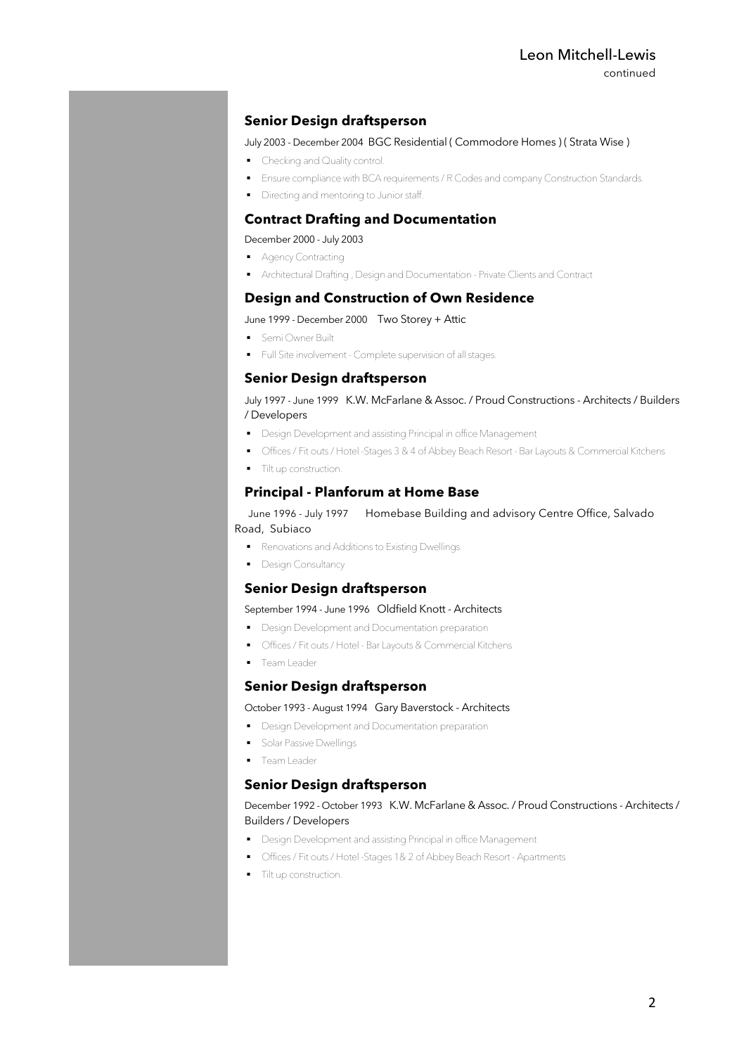### Senior Design draftsperson

July 2003 - December 2004  BGC Residential ( Commodore Homes ) ( Strata Wise )

- Checking and Quality control.
- Ensure compliance with BCA requirements / R Codes and company Construction Standards.
- Directing and mentoring to Junior staff.

### Contract Drafting and Documentation

December 2000 - July 2003

- Agency Contracting
- Architectural Drafting , Design and Documentation - Private Clients and Contract

### Design and Construction of Own Residence

June 1999 - December 2000    Two Storey + Attic

- Semi Owner Built
- Full Site involvement - Complete supervision of all stages.

### Senior Design draftsperson

July 1997 - June 1999   K.W. McFarlane & Assoc. / Proud Constructions - Architects / Builders / Developers

- Design Development and assisting Principal in office Management
- Offices / Fit outs / Hotel -Stages 3 & 4 of Abbey Beach Resort - Bar Layouts & Commercial Kitchens
- Tilt up construction.

### Principal - Planforum at Home Base

June 1996 - July 1997      Homebase Building and advisory Centre Office, Salvado Road,  Subiaco

- Renovations and Additions to Existing Dwellings
- Design Consultancy

### Senior Design draftsperson

September 1994 - June 1996   Oldfield Knott - Architects

- Design Development and Documentation preparation
- Offices / Fit outs / Hotel - Bar Layouts & Commercial Kitchens
- Team Leader

### Senior Design draftsperson

October 1993 - August 1994   Gary Baverstock - Architects

- Design Development and Documentation preparation
- Solar Passive Dwellings
- Team Leader

### Senior Design draftsperson

December 1992 - October 1993   K.W. McFarlane & Assoc. / Proud Constructions - Architects / Builders / Developers

- Design Development and assisting Principal in office Management
- Offices / Fit outs / Hotel -Stages 1& 2 of Abbey Beach Resort - Apartments
- Tilt up construction.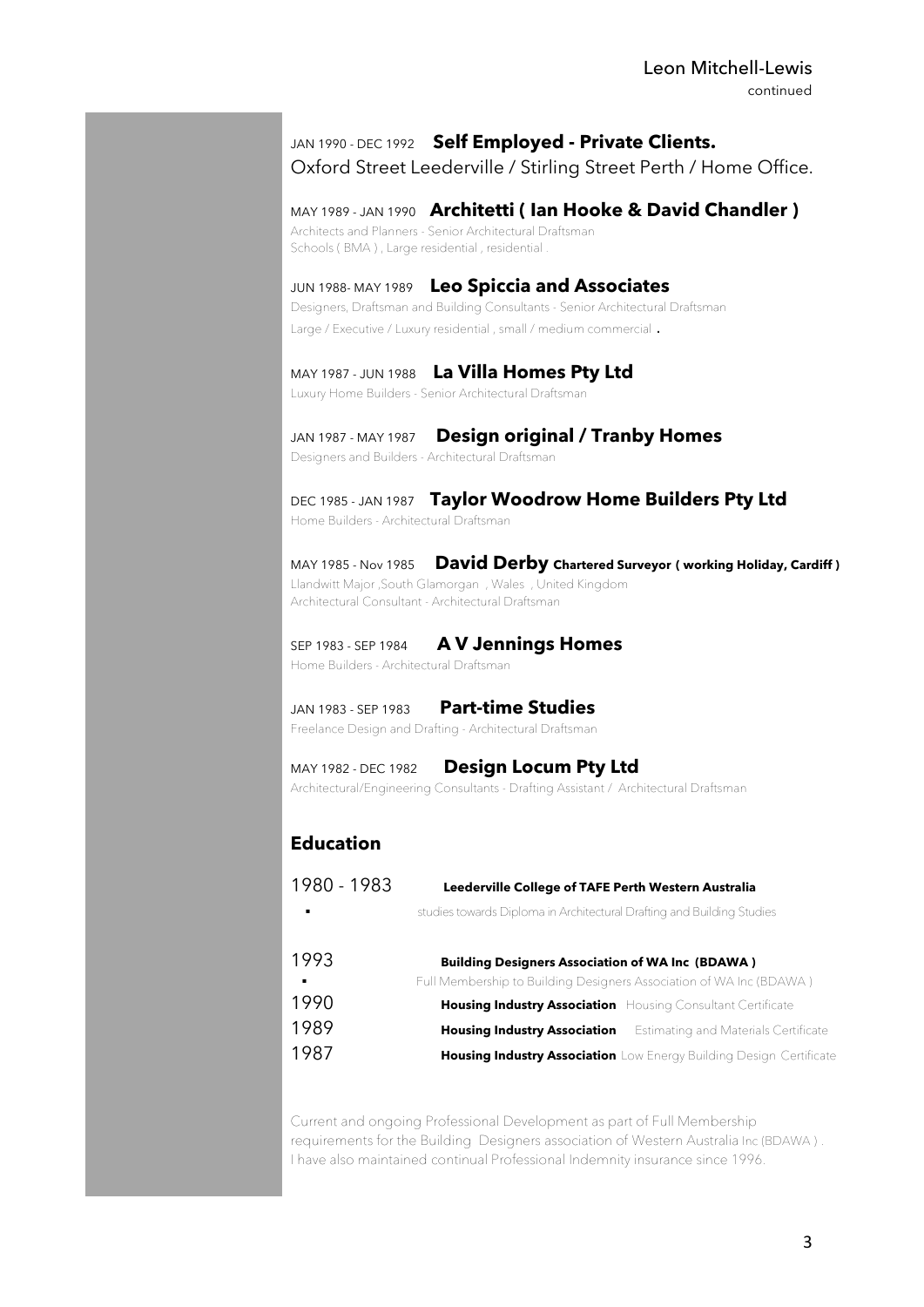JAN 1990 - DEC 1992 **Self Employed - Private Clients.**
Oxford Street Leederville / Stirling Street Perth / Home Office.

MAY 1989 - JAN 1990 **Architetti ( Ian Hooke & David Chandler )**
Architects and Planners - Senior Architectural Draftsman
Schools ( BMA ) , Large residential , residential .

JUN 1988- MAY 1989 **Leo Spiccia and Associates**
Designers, Draftsman and Building Consultants - Senior Architectural Draftsman
Large / Executive / Luxury residential , small / medium commercial .

MAY 1987 - JUN 1988 **La Villa Homes Pty Ltd**
Luxury Home Builders - Senior Architectural Draftsman

JAN 1987 - MAY 1987 **Design original / Tranby Homes**
Designers and Builders - Architectural Draftsman

DEC 1985 - JAN 1987 **Taylor Woodrow Home Builders Pty Ltd**
Home Builders - Architectural Draftsman

MAY 1985 - Nov 1985 **David Derby Chartered Surveyor ( working Holiday, Cardiff )**
Llandwitt Major ,South Glamorgan , Wales , United Kingdom
Architectural Consultant - Architectural Draftsman

SEP 1983 - SEP 1984 **A V Jennings Homes**
Home Builders - Architectural Draftsman

JAN 1983 - SEP 1983 **Part-time Studies**
Freelance Design and Drafting - Architectural Draftsman

MAY 1982 - DEC 1982 **Design Locum Pty Ltd**
Architectural/Engineering Consultants - Drafting Assistant / Architectural Draftsman

## Education

1980 - 1983 **Leederville College of TAFE Perth Western Australia**

- studies towards Diploma in Architectural Drafting and Building Studies

1993 **Building Designers Association of WA Inc (BDAWA )**

- Full Membership to Building Designers Association of WA Inc (BDAWA )

1990 **Housing Industry Association** Housing Consultant Certificate

1989 **Housing Industry Association** Estimating and Materials Certificate

1987 **Housing Industry Association** Low Energy Building Design Certificate

Current and ongoing Professional Development as part of Full Membership requirements for the Building Designers association of Western Australia Inc (BDAWA ) . I have also maintained continual Professional Indemnity insurance since 1996.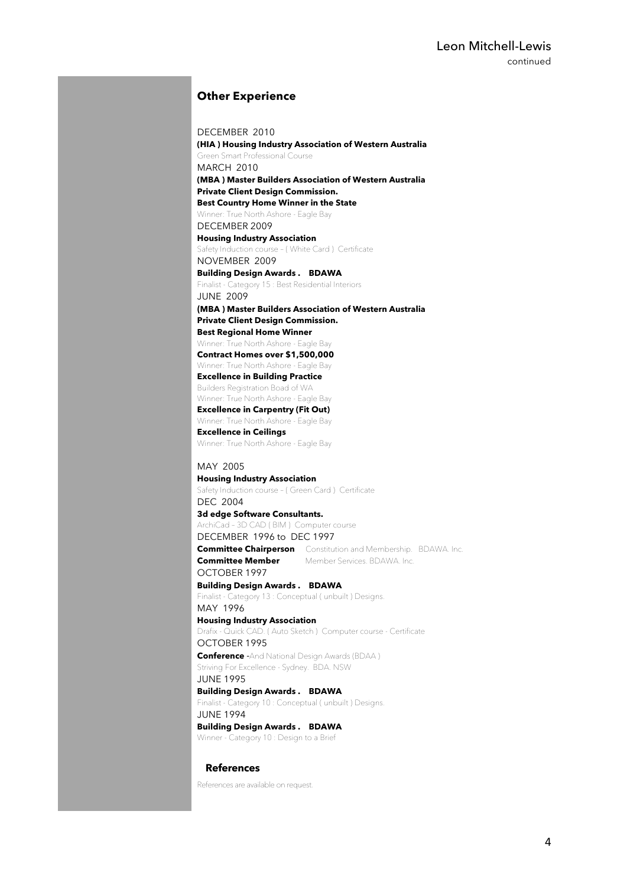## Other Experience

DECEMBER 2010
**(HIA ) Housing Industry Association of Western Australia**
Green Smart Professional Course

MARCH 2010
**(MBA ) Master Builders Association of Western Australia**
**Private Client Design Commission.**
**Best Country Home Winner in the State**
Winner: True North Ashore - Eagle Bay

DECEMBER 2009
**Housing Industry Association**
Safety Induction course – ( White Card ) Certificate

NOVEMBER 2009
**Building Design Awards . BDAWA**
Finalist - Category 15 : Best Residential Interiors

JUNE 2009
**(MBA ) Master Builders Association of Western Australia**
**Private Client Design Commission.**
**Best Regional Home Winner**
Winner: True North Ashore - Eagle Bay
**Contract Homes over $1,500,000**
Winner: True North Ashore - Eagle Bay
**Excellence in Building Practice**
Builders Registration Boad of WA
Winner: True North Ashore - Eagle Bay
**Excellence in Carpentry (Fit Out)**
Winner: True North Ashore - Eagle Bay
**Excellence in Ceilings**
Winner: True North Ashore - Eagle Bay

MAY 2005
**Housing Industry Association**
Safety Induction course – ( Green Card ) Certificate

DEC 2004
**3d edge Software Consultants.**
ArchiCad – 3D CAD ( BIM ) Computer course

DECEMBER 1996 to DEC 1997
**Committee Chairperson** Constitution and Membership. BDAWA. Inc.
**Committee Member** Member Services. BDAWA. Inc.

OCTOBER 1997
**Building Design Awards . BDAWA**
Finalist - Category 13 : Conceptual ( unbuilt ) Designs.

MAY 1996
**Housing Industry Association**
Drafix - Quick CAD. ( Auto Sketch ) Computer course - Certificate

OCTOBER 1995
**Conference -**And National Design Awards (BDAA )
Striving For Excellence - Sydney. BDA. NSW

JUNE 1995
**Building Design Awards . BDAWA**
Finalist - Category 10 : Conceptual ( unbuilt ) Designs.

JUNE 1994
**Building Design Awards . BDAWA**
Winner - Category 10 : Design to a Brief

## References

References are available on request.